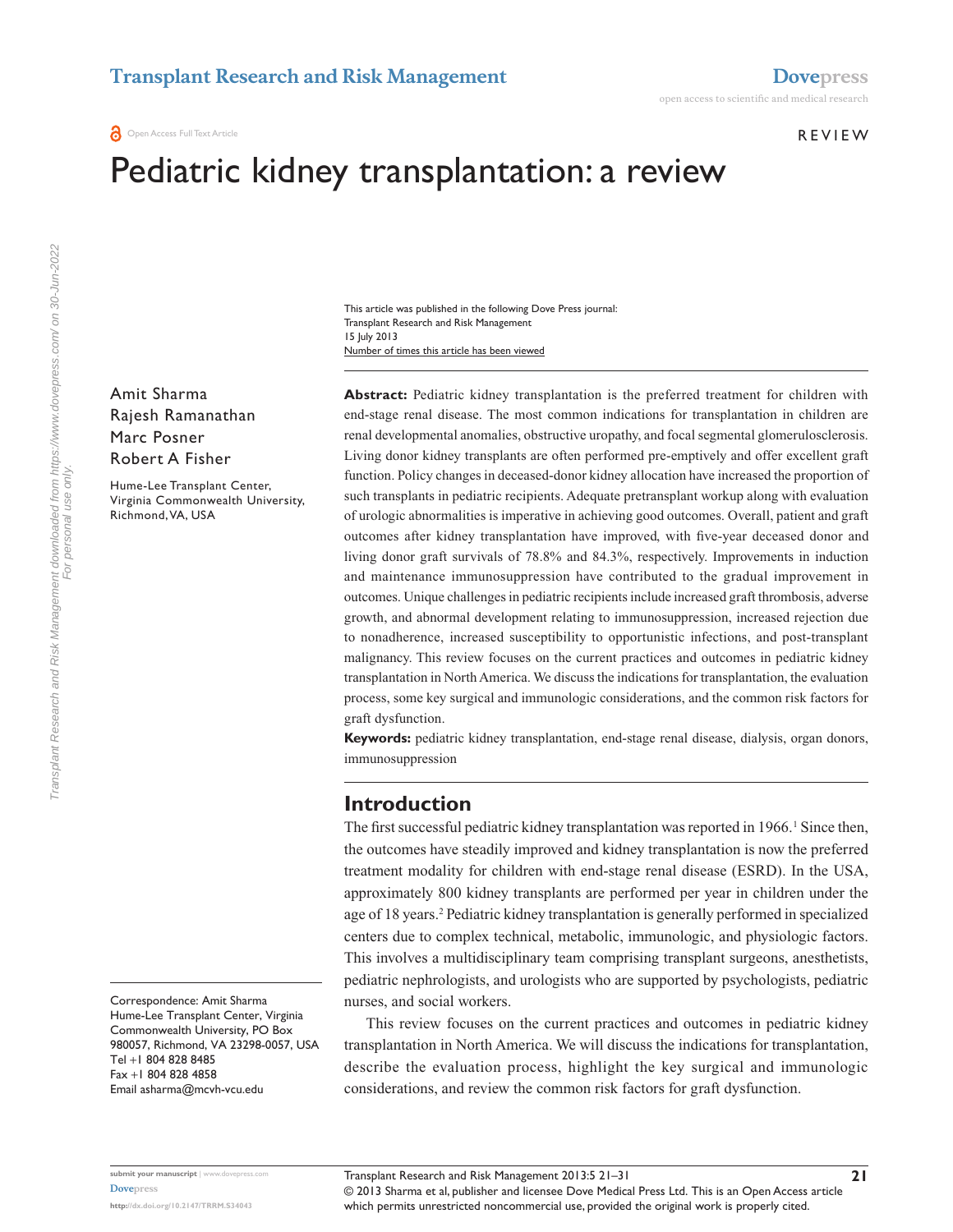# Pediatric kidney transplantation: a review

This article was published in the following Dove Press journal:
Transplant Research and Risk Management
15 July 2013
Number of times this article has been viewed

Amit Sharma
Rajesh Ramanathan
Marc Posner
Robert A Fisher

Hume-Lee Transplant Center, Virginia Commonwealth University, Richmond, VA, USA

Correspondence: Amit Sharma
Hume-Lee Transplant Center, Virginia Commonwealth University, PO Box 980057, Richmond, VA 23298-0057, USA
Tel +1 804 828 8485
Fax +1 804 828 4858
Email asharma@mcvh-vcu.edu

**Abstract:** Pediatric kidney transplantation is the preferred treatment for children with end-stage renal disease. The most common indications for transplantation in children are renal developmental anomalies, obstructive uropathy, and focal segmental glomerulosclerosis. Living donor kidney transplants are often performed pre-emptively and offer excellent graft function. Policy changes in deceased-donor kidney allocation have increased the proportion of such transplants in pediatric recipients. Adequate pretransplant workup along with evaluation of urologic abnormalities is imperative in achieving good outcomes. Overall, patient and graft outcomes after kidney transplantation have improved, with five-year deceased donor and living donor graft survivals of 78.8% and 84.3%, respectively. Improvements in induction and maintenance immunosuppression have contributed to the gradual improvement in outcomes. Unique challenges in pediatric recipients include increased graft thrombosis, adverse growth, and abnormal development relating to immunosuppression, increased rejection due to nonadherence, increased susceptibility to opportunistic infections, and post-transplant malignancy. This review focuses on the current practices and outcomes in pediatric kidney transplantation in North America. We discuss the indications for transplantation, the evaluation process, some key surgical and immunologic considerations, and the common risk factors for graft dysfunction.

**Keywords:** pediatric kidney transplantation, end-stage renal disease, dialysis, organ donors, immunosuppression

## Introduction

The first successful pediatric kidney transplantation was reported in 1966.[1] Since then, the outcomes have steadily improved and kidney transplantation is now the preferred treatment modality for children with end-stage renal disease (ESRD). In the USA, approximately 800 kidney transplants are performed per year in children under the age of 18 years.[2] Pediatric kidney transplantation is generally performed in specialized centers due to complex technical, metabolic, immunologic, and physiologic factors. This involves a multidisciplinary team comprising transplant surgeons, anesthetists, pediatric nephrologists, and urologists who are supported by psychologists, pediatric nurses, and social workers.

This review focuses on the current practices and outcomes in pediatric kidney transplantation in North America. We will discuss the indications for transplantation, describe the evaluation process, highlight the key surgical and immunologic considerations, and review the common risk factors for graft dysfunction.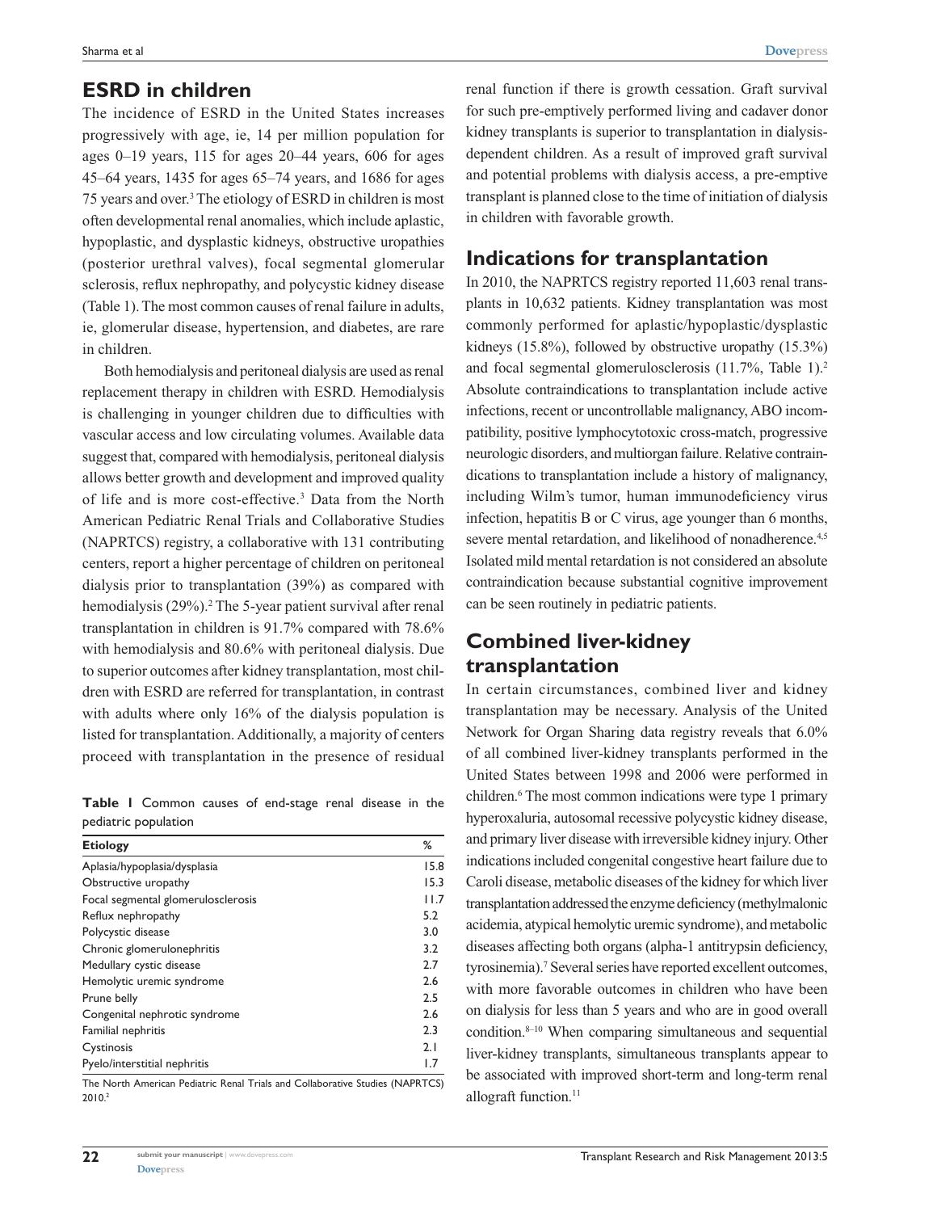## ESRD in children

The incidence of ESRD in the United States increases progressively with age, ie, 14 per million population for ages 0–19 years, 115 for ages 20–44 years, 606 for ages 45–64 years, 1435 for ages 65–74 years, and 1686 for ages 75 years and over.[3] The etiology of ESRD in children is most often developmental renal anomalies, which include aplastic, hypoplastic, and dysplastic kidneys, obstructive uropathies (posterior urethral valves), focal segmental glomerular sclerosis, reflux nephropathy, and polycystic kidney disease (Table 1). The most common causes of renal failure in adults, ie, glomerular disease, hypertension, and diabetes, are rare in children.

Both hemodialysis and peritoneal dialysis are used as renal replacement therapy in children with ESRD. Hemodialysis is challenging in younger children due to difficulties with vascular access and low circulating volumes. Available data suggest that, compared with hemodialysis, peritoneal dialysis allows better growth and development and improved quality of life and is more cost-effective.[3] Data from the North American Pediatric Renal Trials and Collaborative Studies (NAPRTCS) registry, a collaborative with 131 contributing centers, report a higher percentage of children on peritoneal dialysis prior to transplantation (39%) as compared with hemodialysis (29%).[2] The 5-year patient survival after renal transplantation in children is 91.7% compared with 78.6% with hemodialysis and 80.6% with peritoneal dialysis. Due to superior outcomes after kidney transplantation, most children with ESRD are referred for transplantation, in contrast with adults where only 16% of the dialysis population is listed for transplantation. Additionally, a majority of centers proceed with transplantation in the presence of residual renal function if there is growth cessation. Graft survival for such pre-emptively performed living and cadaver donor kidney transplants is superior to transplantation in dialysis-dependent children. As a result of improved graft survival and potential problems with dialysis access, a pre-emptive transplant is planned close to the time of initiation of dialysis in children with favorable growth.

**Table 1** Common causes of end-stage renal disease in the pediatric population

| Etiology | % |
|---|---|
| Aplasia/hypoplasia/dysplasia | 15.8 |
| Obstructive uropathy | 15.3 |
| Focal segmental glomerulosclerosis | 11.7 |
| Reflux nephropathy | 5.2 |
| Polycystic disease | 3.0 |
| Chronic glomerulonephritis | 3.2 |
| Medullary cystic disease | 2.7 |
| Hemolytic uremic syndrome | 2.6 |
| Prune belly | 2.5 |
| Congenital nephrotic syndrome | 2.6 |
| Familial nephritis | 2.3 |
| Cystinosis | 2.1 |
| Pyelo/interstitial nephritis | 1.7 |

The North American Pediatric Renal Trials and Collaborative Studies (NAPRTCS) 2010.[2]

## Indications for transplantation

In 2010, the NAPRTCS registry reported 11,603 renal transplants in 10,632 patients. Kidney transplantation was most commonly performed for aplastic/hypoplastic/dysplastic kidneys (15.8%), followed by obstructive uropathy (15.3%) and focal segmental glomerulosclerosis (11.7%, Table 1).[2] Absolute contraindications to transplantation include active infections, recent or uncontrollable malignancy, ABO incompatibility, positive lymphocytotoxic cross-match, progressive neurologic disorders, and multiorgan failure. Relative contraindications to transplantation include a history of malignancy, including Wilm's tumor, human immunodeficiency virus infection, hepatitis B or C virus, age younger than 6 months, severe mental retardation, and likelihood of nonadherence.[4,5] Isolated mild mental retardation is not considered an absolute contraindication because substantial cognitive improvement can be seen routinely in pediatric patients.

## Combined liver-kidney transplantation

In certain circumstances, combined liver and kidney transplantation may be necessary. Analysis of the United Network for Organ Sharing data registry reveals that 6.0% of all combined liver-kidney transplants performed in the United States between 1998 and 2006 were performed in children.[6] The most common indications were type 1 primary hyperoxaluria, autosomal recessive polycystic kidney disease, and primary liver disease with irreversible kidney injury. Other indications included congenital congestive heart failure due to Caroli disease, metabolic diseases of the kidney for which liver transplantation addressed the enzyme deficiency (methylmalonic acidemia, atypical hemolytic uremic syndrome), and metabolic diseases affecting both organs (alpha-1 antitrypsin deficiency, tyrosinemia).[7] Several series have reported excellent outcomes, with more favorable outcomes in children who have been on dialysis for less than 5 years and who are in good overall condition.[8–10] When comparing simultaneous and sequential liver-kidney transplants, simultaneous transplants appear to be associated with improved short-term and long-term renal allograft function.[11]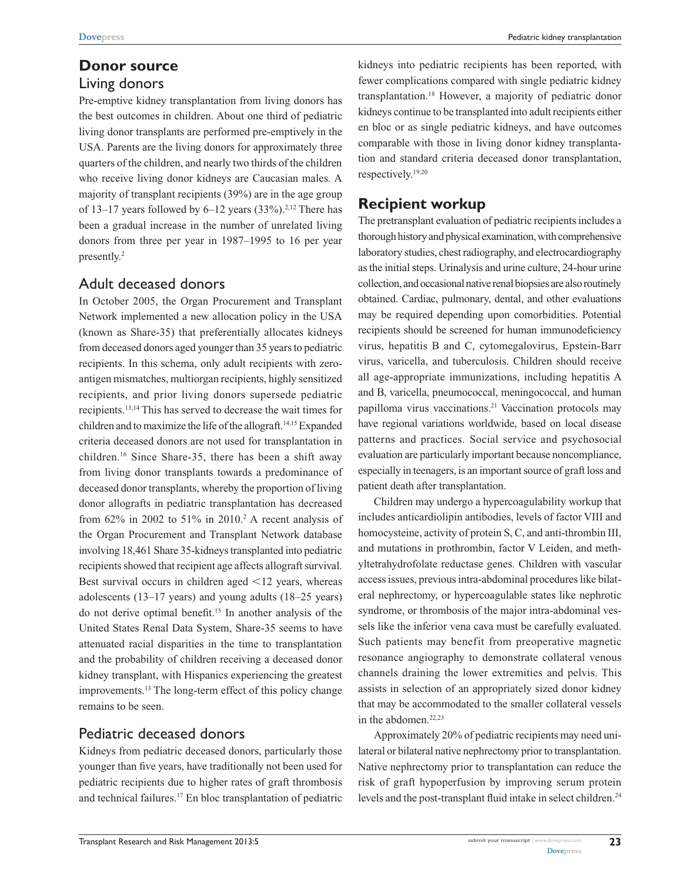## Donor source

### Living donors

Pre-emptive kidney transplantation from living donors has the best outcomes in children. About one third of pediatric living donor transplants are performed pre-emptively in the USA. Parents are the living donors for approximately three quarters of the children, and nearly two thirds of the children who receive living donor kidneys are Caucasian males. A majority of transplant recipients (39%) are in the age group of 13–17 years followed by 6–12 years (33%).[2,12] There has been a gradual increase in the number of unrelated living donors from three per year in 1987–1995 to 16 per year presently.[2]

### Adult deceased donors

In October 2005, the Organ Procurement and Transplant Network implemented a new allocation policy in the USA (known as Share-35) that preferentially allocates kidneys from deceased donors aged younger than 35 years to pediatric recipients. In this schema, only adult recipients with zero-antigen mismatches, multiorgan recipients, highly sensitized recipients, and prior living donors supersede pediatric recipients.[13,14] This has served to decrease the wait times for children and to maximize the life of the allograft.[14,15] Expanded criteria deceased donors are not used for transplantation in children.[16] Since Share-35, there has been a shift away from living donor transplants towards a predominance of deceased donor transplants, whereby the proportion of living donor allografts in pediatric transplantation has decreased from 62% in 2002 to 51% in 2010.[2] A recent analysis of the Organ Procurement and Transplant Network database involving 18,461 Share 35-kidneys transplanted into pediatric recipients showed that recipient age affects allograft survival. Best survival occurs in children aged <12 years, whereas adolescents (13–17 years) and young adults (18–25 years) do not derive optimal benefit.[15] In another analysis of the United States Renal Data System, Share-35 seems to have attenuated racial disparities in the time to transplantation and the probability of children receiving a deceased donor kidney transplant, with Hispanics experiencing the greatest improvements.[13] The long-term effect of this policy change remains to be seen.

### Pediatric deceased donors

Kidneys from pediatric deceased donors, particularly those younger than five years, have traditionally not been used for pediatric recipients due to higher rates of graft thrombosis and technical failures.[17] En bloc transplantation of pediatric kidneys into pediatric recipients has been reported, with fewer complications compared with single pediatric kidney transplantation.[18] However, a majority of pediatric donor kidneys continue to be transplanted into adult recipients either en bloc or as single pediatric kidneys, and have outcomes comparable with those in living donor kidney transplantation and standard criteria deceased donor transplantation, respectively.[19,20]

## Recipient workup

The pretransplant evaluation of pediatric recipients includes a thorough history and physical examination, with comprehensive laboratory studies, chest radiography, and electrocardiography as the initial steps. Urinalysis and urine culture, 24-hour urine collection, and occasional native renal biopsies are also routinely obtained. Cardiac, pulmonary, dental, and other evaluations may be required depending upon comorbidities. Potential recipients should be screened for human immunodeficiency virus, hepatitis B and C, cytomegalovirus, Epstein-Barr virus, varicella, and tuberculosis. Children should receive all age-appropriate immunizations, including hepatitis A and B, varicella, pneumococcal, meningococcal, and human papilloma virus vaccinations.[21] Vaccination protocols may have regional variations worldwide, based on local disease patterns and practices. Social service and psychosocial evaluation are particularly important because noncompliance, especially in teenagers, is an important source of graft loss and patient death after transplantation.

Children may undergo a hypercoagulability workup that includes anticardiolipin antibodies, levels of factor VIII and homocysteine, activity of protein S, C, and anti-thrombin III, and mutations in prothrombin, factor V Leiden, and methyltetrahydrofolate reductase genes. Children with vascular access issues, previous intra-abdominal procedures like bilateral nephrectomy, or hypercoagulable states like nephrotic syndrome, or thrombosis of the major intra-abdominal vessels like the inferior vena cava must be carefully evaluated. Such patients may benefit from preoperative magnetic resonance angiography to demonstrate collateral venous channels draining the lower extremities and pelvis. This assists in selection of an appropriately sized donor kidney that may be accommodated to the smaller collateral vessels in the abdomen.[22,23]

Approximately 20% of pediatric recipients may need unilateral or bilateral native nephrectomy prior to transplantation. Native nephrectomy prior to transplantation can reduce the risk of graft hypoperfusion by improving serum protein levels and the post-transplant fluid intake in select children.[24]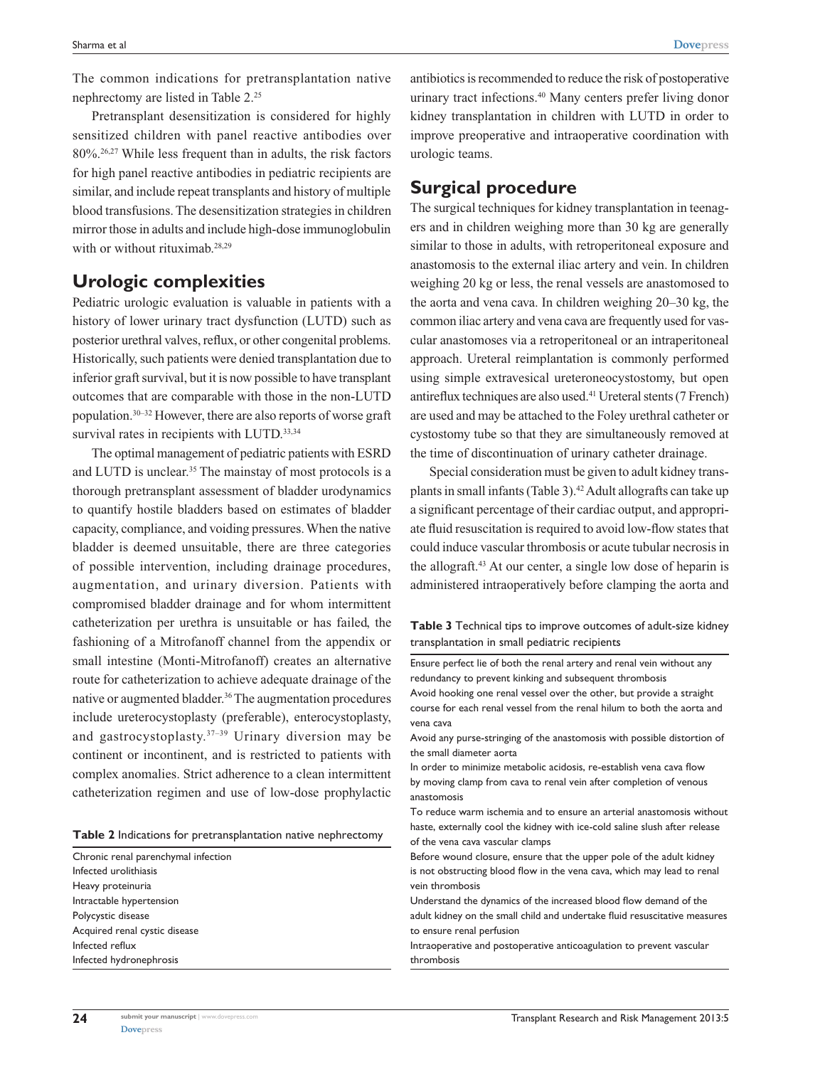The common indications for pretransplantation native nephrectomy are listed in Table 2.[25]

Pretransplant desensitization is considered for highly sensitized children with panel reactive antibodies over 80%.[26,27] While less frequent than in adults, the risk factors for high panel reactive antibodies in pediatric recipients are similar, and include repeat transplants and history of multiple blood transfusions. The desensitization strategies in children mirror those in adults and include high-dose immunoglobulin with or without rituximab.[28,29]

## Urologic complexities

Pediatric urologic evaluation is valuable in patients with a history of lower urinary tract dysfunction (LUTD) such as posterior urethral valves, reflux, or other congenital problems. Historically, such patients were denied transplantation due to inferior graft survival, but it is now possible to have transplant outcomes that are comparable with those in the non-LUTD population.[30–32] However, there are also reports of worse graft survival rates in recipients with LUTD.[33,34]

The optimal management of pediatric patients with ESRD and LUTD is unclear.[35] The mainstay of most protocols is a thorough pretransplant assessment of bladder urodynamics to quantify hostile bladders based on estimates of bladder capacity, compliance, and voiding pressures. When the native bladder is deemed unsuitable, there are three categories of possible intervention, including drainage procedures, augmentation, and urinary diversion. Patients with compromised bladder drainage and for whom intermittent catheterization per urethra is unsuitable or has failed, the fashioning of a Mitrofanoff channel from the appendix or small intestine (Monti-Mitrofanoff) creates an alternative route for catheterization to achieve adequate drainage of the native or augmented bladder.[36] The augmentation procedures include ureterocystoplasty (preferable), enterocystoplasty, and gastrocystoplasty.[37–39] Urinary diversion may be continent or incontinent, and is restricted to patients with complex anomalies. Strict adherence to a clean intermittent catheterization regimen and use of low-dose prophylactic antibiotics is recommended to reduce the risk of postoperative urinary tract infections.[40] Many centers prefer living donor kidney transplantation in children with LUTD in order to improve preoperative and intraoperative coordination with urologic teams.

**Table 2** Indications for pretransplantation native nephrectomy

| |
|---|
| Chronic renal parenchymal infection |
| Infected urolithiasis |
| Heavy proteinuria |
| Intractable hypertension |
| Polycystic disease |
| Acquired renal cystic disease |
| Infected reflux |
| Infected hydronephrosis |

## Surgical procedure

The surgical techniques for kidney transplantation in teenagers and in children weighing more than 30 kg are generally similar to those in adults, with retroperitoneal exposure and anastomosis to the external iliac artery and vein. In children weighing 20 kg or less, the renal vessels are anastomosed to the aorta and vena cava. In children weighing 20–30 kg, the common iliac artery and vena cava are frequently used for vascular anastomoses via a retroperitoneal or an intraperitoneal approach. Ureteral reimplantation is commonly performed using simple extravesical ureteroneocystostomy, but open antireflux techniques are also used.[41] Ureteral stents (7 French) are used and may be attached to the Foley urethral catheter or cystostomy tube so that they are simultaneously removed at the time of discontinuation of urinary catheter drainage.

Special consideration must be given to adult kidney transplants in small infants (Table 3).[42] Adult allografts can take up a significant percentage of their cardiac output, and appropriate fluid resuscitation is required to avoid low-flow states that could induce vascular thrombosis or acute tubular necrosis in the allograft.[43] At our center, a single low dose of heparin is administered intraoperatively before clamping the aorta and

**Table 3** Technical tips to improve outcomes of adult-size kidney transplantation in small pediatric recipients

| |
|---|
| Ensure perfect lie of both the renal artery and renal vein without any redundancy to prevent kinking and subsequent thrombosis |
| Avoid hooking one renal vessel over the other, but provide a straight course for each renal vessel from the renal hilum to both the aorta and vena cava |
| Avoid any purse-stringing of the anastomosis with possible distortion of the small diameter aorta |
| In order to minimize metabolic acidosis, re-establish vena cava flow by moving clamp from cava to renal vein after completion of venous anastomosis |
| To reduce warm ischemia and to ensure an arterial anastomosis without haste, externally cool the kidney with ice-cold saline slush after release of the vena cava vascular clamps |
| Before wound closure, ensure that the upper pole of the adult kidney is not obstructing blood flow in the vena cava, which may lead to renal vein thrombosis |
| Understand the dynamics of the increased blood flow demand of the adult kidney on the small child and undertake fluid resuscitative measures to ensure renal perfusion |
| Intraoperative and postoperative anticoagulation to prevent vascular thrombosis |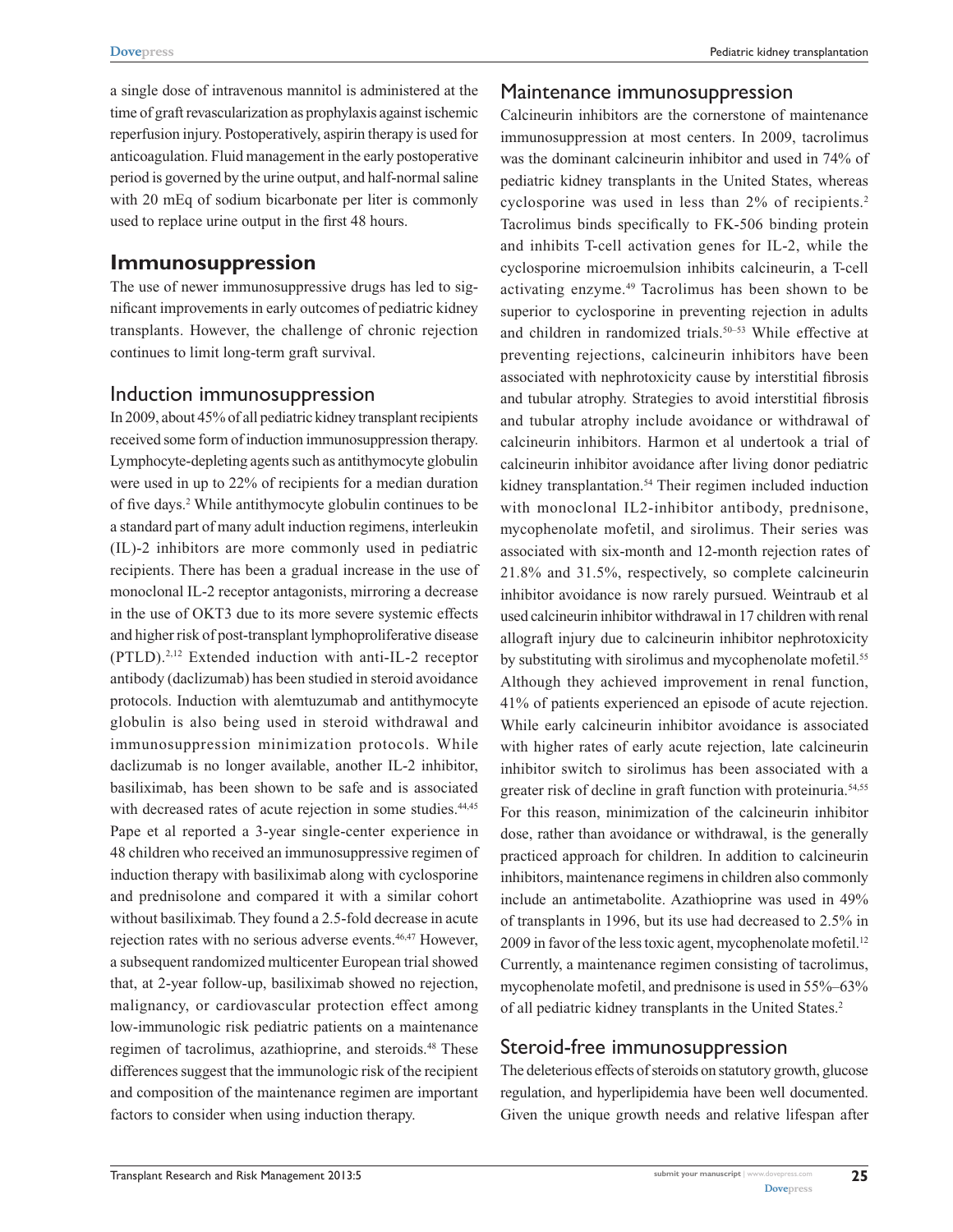a single dose of intravenous mannitol is administered at the time of graft revascularization as prophylaxis against ischemic reperfusion injury. Postoperatively, aspirin therapy is used for anticoagulation. Fluid management in the early postoperative period is governed by the urine output, and half-normal saline with 20 mEq of sodium bicarbonate per liter is commonly used to replace urine output in the first 48 hours.

## Immunosuppression

The use of newer immunosuppressive drugs has led to significant improvements in early outcomes of pediatric kidney transplants. However, the challenge of chronic rejection continues to limit long-term graft survival.

### Induction immunosuppression

In 2009, about 45% of all pediatric kidney transplant recipients received some form of induction immunosuppression therapy. Lymphocyte-depleting agents such as antithymocyte globulin were used in up to 22% of recipients for a median duration of five days.[2] While antithymocyte globulin continues to be a standard part of many adult induction regimens, interleukin (IL)-2 inhibitors are more commonly used in pediatric recipients. There has been a gradual increase in the use of monoclonal IL-2 receptor antagonists, mirroring a decrease in the use of OKT3 due to its more severe systemic effects and higher risk of post-transplant lymphoproliferative disease (PTLD).[2,12] Extended induction with anti-IL-2 receptor antibody (daclizumab) has been studied in steroid avoidance protocols. Induction with alemtuzumab and antithymocyte globulin is also being used in steroid withdrawal and immunosuppression minimization protocols. While daclizumab is no longer available, another IL-2 inhibitor, basiliximab, has been shown to be safe and is associated with decreased rates of acute rejection in some studies.[44,45] Pape et al reported a 3-year single-center experience in 48 children who received an immunosuppressive regimen of induction therapy with basiliximab along with cyclosporine and prednisolone and compared it with a similar cohort without basiliximab. They found a 2.5-fold decrease in acute rejection rates with no serious adverse events.[46,47] However, a subsequent randomized multicenter European trial showed that, at 2-year follow-up, basiliximab showed no rejection, malignancy, or cardiovascular protection effect among low-immunologic risk pediatric patients on a maintenance regimen of tacrolimus, azathioprine, and steroids.[48] These differences suggest that the immunologic risk of the recipient and composition of the maintenance regimen are important factors to consider when using induction therapy.

### Maintenance immunosuppression

Calcineurin inhibitors are the cornerstone of maintenance immunosuppression at most centers. In 2009, tacrolimus was the dominant calcineurin inhibitor and used in 74% of pediatric kidney transplants in the United States, whereas cyclosporine was used in less than 2% of recipients.[2] Tacrolimus binds specifically to FK-506 binding protein and inhibits T-cell activation genes for IL-2, while the cyclosporine microemulsion inhibits calcineurin, a T-cell activating enzyme.[49] Tacrolimus has been shown to be superior to cyclosporine in preventing rejection in adults and children in randomized trials.[50–53] While effective at preventing rejections, calcineurin inhibitors have been associated with nephrotoxicity cause by interstitial fibrosis and tubular atrophy. Strategies to avoid interstitial fibrosis and tubular atrophy include avoidance or withdrawal of calcineurin inhibitors. Harmon et al undertook a trial of calcineurin inhibitor avoidance after living donor pediatric kidney transplantation.[54] Their regimen included induction with monoclonal IL2-inhibitor antibody, prednisone, mycophenolate mofetil, and sirolimus. Their series was associated with six-month and 12-month rejection rates of 21.8% and 31.5%, respectively, so complete calcineurin inhibitor avoidance is now rarely pursued. Weintraub et al used calcineurin inhibitor withdrawal in 17 children with renal allograft injury due to calcineurin inhibitor nephrotoxicity by substituting with sirolimus and mycophenolate mofetil.[55] Although they achieved improvement in renal function, 41% of patients experienced an episode of acute rejection. While early calcineurin inhibitor avoidance is associated with higher rates of early acute rejection, late calcineurin inhibitor switch to sirolimus has been associated with a greater risk of decline in graft function with proteinuria.[54,55] For this reason, minimization of the calcineurin inhibitor dose, rather than avoidance or withdrawal, is the generally practiced approach for children. In addition to calcineurin inhibitors, maintenance regimens in children also commonly include an antimetabolite. Azathioprine was used in 49% of transplants in 1996, but its use had decreased to 2.5% in 2009 in favor of the less toxic agent, mycophenolate mofetil.[12] Currently, a maintenance regimen consisting of tacrolimus, mycophenolate mofetil, and prednisone is used in 55%–63% of all pediatric kidney transplants in the United States.[2]

### Steroid-free immunosuppression

The deleterious effects of steroids on statutory growth, glucose regulation, and hyperlipidemia have been well documented. Given the unique growth needs and relative lifespan after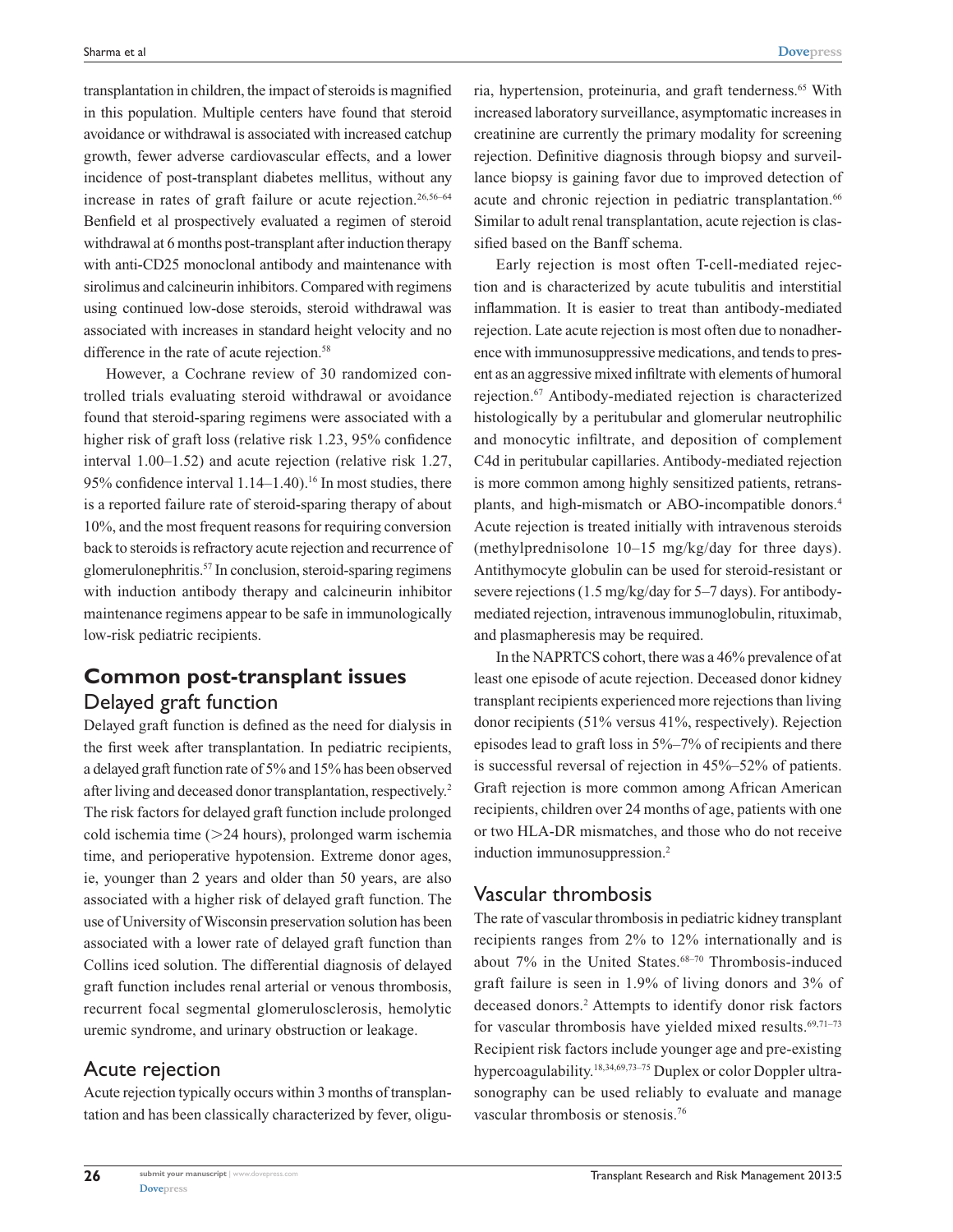transplantation in children, the impact of steroids is magnified in this population. Multiple centers have found that steroid avoidance or withdrawal is associated with increased catchup growth, fewer adverse cardiovascular effects, and a lower incidence of post-transplant diabetes mellitus, without any increase in rates of graft failure or acute rejection.[26,56–64] Benfield et al prospectively evaluated a regimen of steroid withdrawal at 6 months post-transplant after induction therapy with anti-CD25 monoclonal antibody and maintenance with sirolimus and calcineurin inhibitors. Compared with regimens using continued low-dose steroids, steroid withdrawal was associated with increases in standard height velocity and no difference in the rate of acute rejection.[58]

However, a Cochrane review of 30 randomized controlled trials evaluating steroid withdrawal or avoidance found that steroid-sparing regimens were associated with a higher risk of graft loss (relative risk 1.23, 95% confidence interval 1.00–1.52) and acute rejection (relative risk 1.27, 95% confidence interval 1.14–1.40).[16] In most studies, there is a reported failure rate of steroid-sparing therapy of about 10%, and the most frequent reasons for requiring conversion back to steroids is refractory acute rejection and recurrence of glomerulonephritis.[57] In conclusion, steroid-sparing regimens with induction antibody therapy and calcineurin inhibitor maintenance regimens appear to be safe in immunologically low-risk pediatric recipients.

## Common post-transplant issues

### Delayed graft function

Delayed graft function is defined as the need for dialysis in the first week after transplantation. In pediatric recipients, a delayed graft function rate of 5% and 15% has been observed after living and deceased donor transplantation, respectively.[2] The risk factors for delayed graft function include prolonged cold ischemia time (>24 hours), prolonged warm ischemia time, and perioperative hypotension. Extreme donor ages, ie, younger than 2 years and older than 50 years, are also associated with a higher risk of delayed graft function. The use of University of Wisconsin preservation solution has been associated with a lower rate of delayed graft function than Collins iced solution. The differential diagnosis of delayed graft function includes renal arterial or venous thrombosis, recurrent focal segmental glomerulosclerosis, hemolytic uremic syndrome, and urinary obstruction or leakage.

### Acute rejection

Acute rejection typically occurs within 3 months of transplantation and has been classically characterized by fever, oliguria, hypertension, proteinuria, and graft tenderness.[65] With increased laboratory surveillance, asymptomatic increases in creatinine are currently the primary modality for screening rejection. Definitive diagnosis through biopsy and surveillance biopsy is gaining favor due to improved detection of acute and chronic rejection in pediatric transplantation.[66] Similar to adult renal transplantation, acute rejection is classified based on the Banff schema.

Early rejection is most often T-cell-mediated rejection and is characterized by acute tubulitis and interstitial inflammation. It is easier to treat than antibody-mediated rejection. Late acute rejection is most often due to nonadherence with immunosuppressive medications, and tends to present as an aggressive mixed infiltrate with elements of humoral rejection.[67] Antibody-mediated rejection is characterized histologically by a peritubular and glomerular neutrophilic and monocytic infiltrate, and deposition of complement C4d in peritubular capillaries. Antibody-mediated rejection is more common among highly sensitized patients, retransplants, and high-mismatch or ABO-incompatible donors.[4] Acute rejection is treated initially with intravenous steroids (methylprednisolone 10–15 mg/kg/day for three days). Antithymocyte globulin can be used for steroid-resistant or severe rejections (1.5 mg/kg/day for 5–7 days). For antibody-mediated rejection, intravenous immunoglobulin, rituximab, and plasmapheresis may be required.

In the NAPRTCS cohort, there was a 46% prevalence of at least one episode of acute rejection. Deceased donor kidney transplant recipients experienced more rejections than living donor recipients (51% versus 41%, respectively). Rejection episodes lead to graft loss in 5%–7% of recipients and there is successful reversal of rejection in 45%–52% of patients. Graft rejection is more common among African American recipients, children over 24 months of age, patients with one or two HLA-DR mismatches, and those who do not receive induction immunosuppression.[2]

### Vascular thrombosis

The rate of vascular thrombosis in pediatric kidney transplant recipients ranges from 2% to 12% internationally and is about 7% in the United States.[68–70] Thrombosis-induced graft failure is seen in 1.9% of living donors and 3% of deceased donors.[2] Attempts to identify donor risk factors for vascular thrombosis have yielded mixed results.[69,71–73] Recipient risk factors include younger age and pre-existing hypercoagulability.[18,34,69,73–75] Duplex or color Doppler ultrasonography can be used reliably to evaluate and manage vascular thrombosis or stenosis.[76]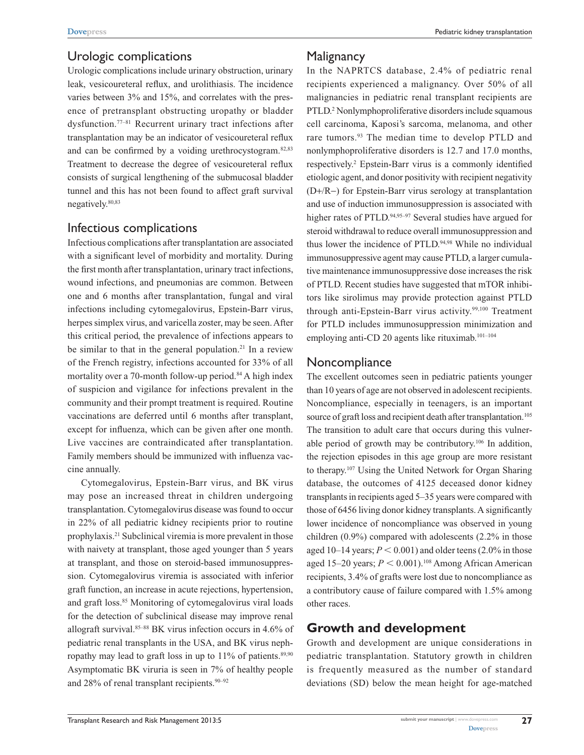## Urologic complications

Urologic complications include urinary obstruction, urinary leak, vesicoureteral reflux, and urolithiasis. The incidence varies between 3% and 15%, and correlates with the presence of pretransplant obstructing uropathy or bladder dysfunction.[77–81] Recurrent urinary tract infections after transplantation may be an indicator of vesicoureteral reflux and can be confirmed by a voiding urethrocystogram.[82,83] Treatment to decrease the degree of vesicoureteral reflux consists of surgical lengthening of the submucosal bladder tunnel and this has not been found to affect graft survival negatively.[80,83]

## Infectious complications

Infectious complications after transplantation are associated with a significant level of morbidity and mortality. During the first month after transplantation, urinary tract infections, wound infections, and pneumonias are common. Between one and 6 months after transplantation, fungal and viral infections including cytomegalovirus, Epstein-Barr virus, herpes simplex virus, and varicella zoster, may be seen. After this critical period, the prevalence of infections appears to be similar to that in the general population.[21] In a review of the French registry, infections accounted for 33% of all mortality over a 70-month follow-up period.[84] A high index of suspicion and vigilance for infections prevalent in the community and their prompt treatment is required. Routine vaccinations are deferred until 6 months after transplant, except for influenza, which can be given after one month. Live vaccines are contraindicated after transplantation. Family members should be immunized with influenza vaccine annually.

Cytomegalovirus, Epstein-Barr virus, and BK virus may pose an increased threat in children undergoing transplantation. Cytomegalovirus disease was found to occur in 22% of all pediatric kidney recipients prior to routine prophylaxis.[21] Subclinical viremia is more prevalent in those with naivety at transplant, those aged younger than 5 years at transplant, and those on steroid-based immunosuppression. Cytomegalovirus viremia is associated with inferior graft function, an increase in acute rejections, hypertension, and graft loss.[85] Monitoring of cytomegalovirus viral loads for the detection of subclinical disease may improve renal allograft survival.[85–88] BK virus infection occurs in 4.6% of pediatric renal transplants in the USA, and BK virus nephropathy may lead to graft loss in up to 11% of patients.[89,90] Asymptomatic BK viruria is seen in 7% of healthy people and 28% of renal transplant recipients.[90–92]

## Malignancy

In the NAPRTCS database, 2.4% of pediatric renal recipients experienced a malignancy. Over 50% of all malignancies in pediatric renal transplant recipients are PTLD.[2] Nonlymphoproliferative disorders include squamous cell carcinoma, Kaposi's sarcoma, melanoma, and other rare tumors.[93] The median time to develop PTLD and nonlymphoproliferative disorders is 12.7 and 17.0 months, respectively.[2] Epstein-Barr virus is a commonly identified etiologic agent, and donor positivity with recipient negativity (D+/R−) for Epstein-Barr virus serology at transplantation and use of induction immunosuppression is associated with higher rates of PTLD.[94,95–97] Several studies have argued for steroid withdrawal to reduce overall immunosuppression and thus lower the incidence of PTLD.[94,98] While no individual immunosuppressive agent may cause PTLD, a larger cumulative maintenance immunosuppressive dose increases the risk of PTLD. Recent studies have suggested that mTOR inhibitors like sirolimus may provide protection against PTLD through anti-Epstein-Barr virus activity.[99,100] Treatment for PTLD includes immunosuppression minimization and employing anti-CD 20 agents like rituximab.[101–104]

## Noncompliance

The excellent outcomes seen in pediatric patients younger than 10 years of age are not observed in adolescent recipients. Noncompliance, especially in teenagers, is an important source of graft loss and recipient death after transplantation.[105] The transition to adult care that occurs during this vulnerable period of growth may be contributory.[106] In addition, the rejection episodes in this age group are more resistant to therapy.[107] Using the United Network for Organ Sharing database, the outcomes of 4125 deceased donor kidney transplants in recipients aged 5–35 years were compared with those of 6456 living donor kidney transplants. A significantly lower incidence of noncompliance was observed in young children (0.9%) compared with adolescents (2.2% in those aged 10–14 years; $P < 0.001$) and older teens (2.0% in those aged 15–20 years; $P < 0.001$).[108] Among African American recipients, 3.4% of grafts were lost due to noncompliance as a contributory cause of failure compared with 1.5% among other races.

# Growth and development

Growth and development are unique considerations in pediatric transplantation. Statutory growth in children is frequently measured as the number of standard deviations (SD) below the mean height for age-matched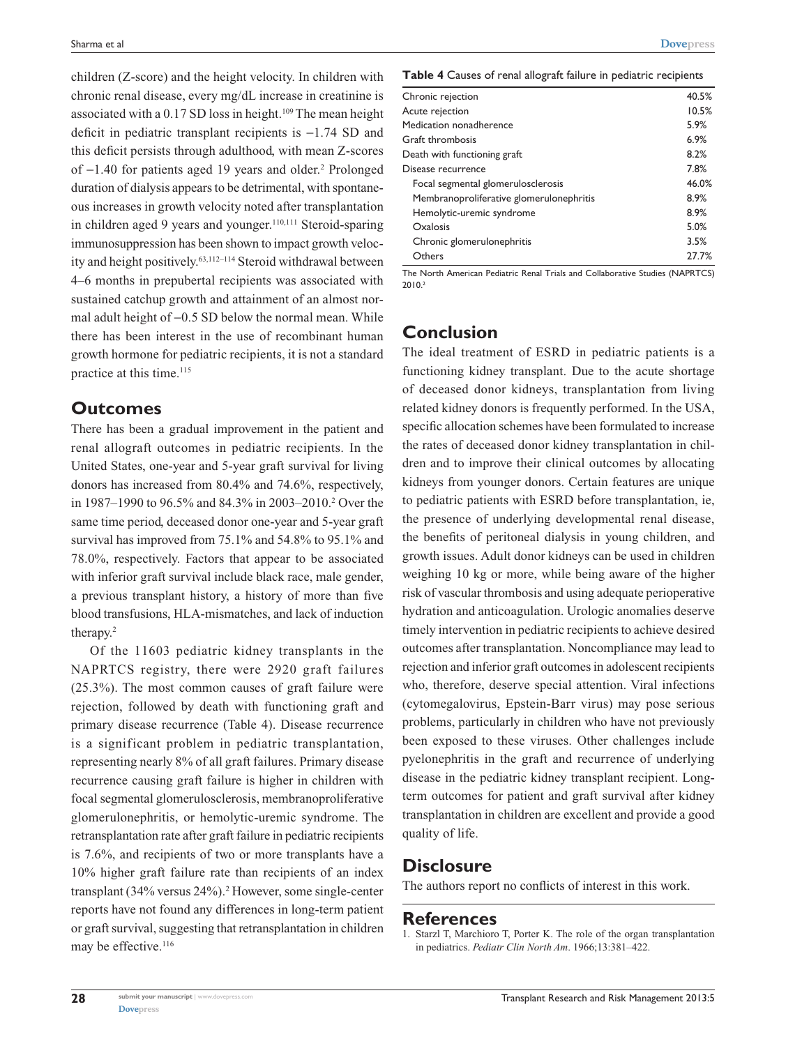children (Z-score) and the height velocity. In children with chronic renal disease, every mg/dL increase in creatinine is associated with a 0.17 SD loss in height.[109] The mean height deficit in pediatric transplant recipients is −1.74 SD and this deficit persists through adulthood, with mean Z-scores of −1.40 for patients aged 19 years and older.[2] Prolonged duration of dialysis appears to be detrimental, with spontaneous increases in growth velocity noted after transplantation in children aged 9 years and younger.[110,111] Steroid-sparing immunosuppression has been shown to impact growth velocity and height positively.[63,112–114] Steroid withdrawal between 4–6 months in prepubertal recipients was associated with sustained catchup growth and attainment of an almost normal adult height of −0.5 SD below the normal mean. While there has been interest in the use of recombinant human growth hormone for pediatric recipients, it is not a standard practice at this time.[115]

## Outcomes

There has been a gradual improvement in the patient and renal allograft outcomes in pediatric recipients. In the United States, one-year and 5-year graft survival for living donors has increased from 80.4% and 74.6%, respectively, in 1987–1990 to 96.5% and 84.3% in 2003–2010.[2] Over the same time period, deceased donor one-year and 5-year graft survival has improved from 75.1% and 54.8% to 95.1% and 78.0%, respectively. Factors that appear to be associated with inferior graft survival include black race, male gender, a previous transplant history, a history of more than five blood transfusions, HLA-mismatches, and lack of induction therapy.[2]

Of the 11603 pediatric kidney transplants in the NAPRTCS registry, there were 2920 graft failures (25.3%). The most common causes of graft failure were rejection, followed by death with functioning graft and primary disease recurrence (Table 4). Disease recurrence is a significant problem in pediatric transplantation, representing nearly 8% of all graft failures. Primary disease recurrence causing graft failure is higher in children with focal segmental glomerulosclerosis, membranoproliferative glomerulonephritis, or hemolytic-uremic syndrome. The retransplantation rate after graft failure in pediatric recipients is 7.6%, and recipients of two or more transplants have a 10% higher graft failure rate than recipients of an index transplant (34% versus 24%).[2] However, some single-center reports have not found any differences in long-term patient or graft survival, suggesting that retransplantation in children may be effective.[116]

**Table 4** Causes of renal allograft failure in pediatric recipients

| | |
|---|---|
| Chronic rejection | 40.5% |
| Acute rejection | 10.5% |
| Medication nonadherence | 5.9% |
| Graft thrombosis | 6.9% |
| Death with functioning graft | 8.2% |
| Disease recurrence | 7.8% |
| Focal segmental glomerulosclerosis | 46.0% |
| Membranoproliferative glomerulonephritis | 8.9% |
| Hemolytic-uremic syndrome | 8.9% |
| Oxalosis | 5.0% |
| Chronic glomerulonephritis | 3.5% |
| Others | 27.7% |

The North American Pediatric Renal Trials and Collaborative Studies (NAPRTCS) 2010.[2]

## Conclusion

The ideal treatment of ESRD in pediatric patients is a functioning kidney transplant. Due to the acute shortage of deceased donor kidneys, transplantation from living related kidney donors is frequently performed. In the USA, specific allocation schemes have been formulated to increase the rates of deceased donor kidney transplantation in children and to improve their clinical outcomes by allocating kidneys from younger donors. Certain features are unique to pediatric patients with ESRD before transplantation, ie, the presence of underlying developmental renal disease, the benefits of peritoneal dialysis in young children, and growth issues. Adult donor kidneys can be used in children weighing 10 kg or more, while being aware of the higher risk of vascular thrombosis and using adequate perioperative hydration and anticoagulation. Urologic anomalies deserve timely intervention in pediatric recipients to achieve desired outcomes after transplantation. Noncompliance may lead to rejection and inferior graft outcomes in adolescent recipients who, therefore, deserve special attention. Viral infections (cytomegalovirus, Epstein-Barr virus) may pose serious problems, particularly in children who have not previously been exposed to these viruses. Other challenges include pyelonephritis in the graft and recurrence of underlying disease in the pediatric kidney transplant recipient. Long-term outcomes for patient and graft survival after kidney transplantation in children are excellent and provide a good quality of life.

## Disclosure

The authors report no conflicts of interest in this work.

## References

1. Starzl T, Marchioro T, Porter K. The role of the organ transplantation in pediatrics. *Pediatr Clin North Am*. 1966;13:381–422.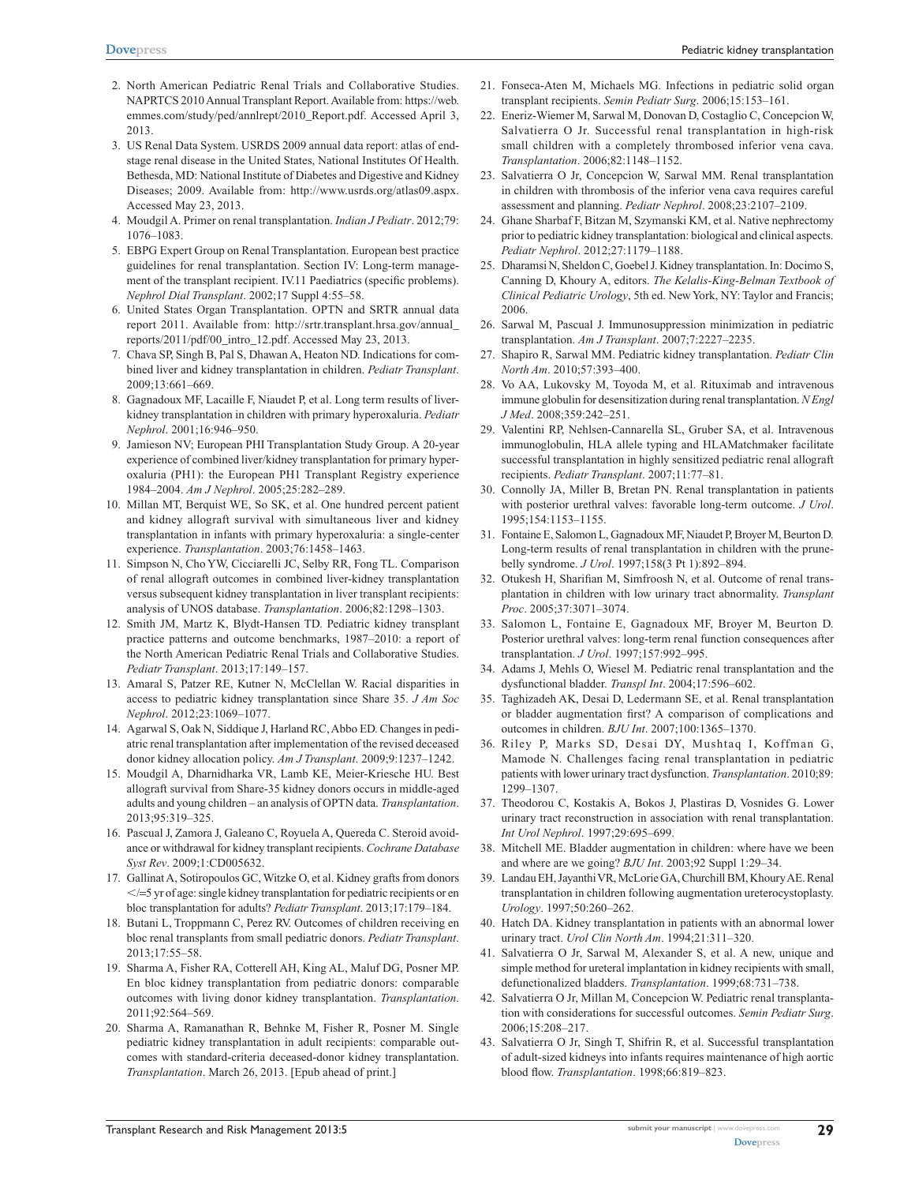2. North American Pediatric Renal Trials and Collaborative Studies. NAPRTCS 2010 Annual Transplant Report. Available from: https://web.emmes.com/study/ped/annlrept/2010_Report.pdf. Accessed April 3, 2013.
3. US Renal Data System. USRDS 2009 annual data report: atlas of end-stage renal disease in the United States, National Institutes Of Health. Bethesda, MD: National Institute of Diabetes and Digestive and Kidney Diseases; 2009. Available from: http://www.usrds.org/atlas09.aspx. Accessed May 23, 2013.
4. Moudgil A. Primer on renal transplantation. *Indian J Pediatr*. 2012;79:1076–1083.
5. EBPG Expert Group on Renal Transplantation. European best practice guidelines for renal transplantation. Section IV: Long-term management of the transplant recipient. IV.11 Paediatrics (specific problems). *Nephrol Dial Transplant*. 2002;17 Suppl 4:55–58.
6. United States Organ Transplantation. OPTN and SRTR annual data report 2011. Available from: http://srtr.transplant.hrsa.gov/annual_reports/2011/pdf/00_intro_12.pdf. Accessed May 23, 2013.
7. Chava SP, Singh B, Pal S, Dhawan A, Heaton ND. Indications for combined liver and kidney transplantation in children. *Pediatr Transplant*. 2009;13:661–669.
8. Gagnadoux MF, Lacaille F, Niaudet P, et al. Long term results of liver-kidney transplantation in children with primary hyperoxaluria. *Pediatr Nephrol*. 2001;16:946–950.
9. Jamieson NV; European PHI Transplantation Study Group. A 20-year experience of combined liver/kidney transplantation for primary hyperoxaluria (PH1): the European PH1 Transplant Registry experience 1984–2004. *Am J Nephrol*. 2005;25:282–289.
10. Millan MT, Berquist WE, So SK, et al. One hundred percent patient and kidney allograft survival with simultaneous liver and kidney transplantation in infants with primary hyperoxaluria: a single-center experience. *Transplantation*. 2003;76:1458–1463.
11. Simpson N, Cho YW, Cicciarelli JC, Selby RR, Fong TL. Comparison of renal allograft outcomes in combined liver-kidney transplantation versus subsequent kidney transplantation in liver transplant recipients: analysis of UNOS database. *Transplantation*. 2006;82:1298–1303.
12. Smith JM, Martz K, Blydt-Hansen TD. Pediatric kidney transplant practice patterns and outcome benchmarks, 1987–2010: a report of the North American Pediatric Renal Trials and Collaborative Studies. *Pediatr Transplant*. 2013;17:149–157.
13. Amaral S, Patzer RE, Kutner N, McClellan W. Racial disparities in access to pediatric kidney transplantation since Share 35. *J Am Soc Nephrol*. 2012;23:1069–1077.
14. Agarwal S, Oak N, Siddique J, Harland RC, Abbo ED. Changes in pediatric renal transplantation after implementation of the revised deceased donor kidney allocation policy. *Am J Transplant*. 2009;9:1237–1242.
15. Moudgil A, Dharnidharka VR, Lamb KE, Meier-Kriesche HU. Best allograft survival from Share-35 kidney donors occurs in middle-aged adults and young children – an analysis of OPTN data. *Transplantation*. 2013;95:319–325.
16. Pascual J, Zamora J, Galeano C, Royuela A, Quereda C. Steroid avoidance or withdrawal for kidney transplant recipients. *Cochrane Database Syst Rev*. 2009;1:CD005632.
17. Gallinat A, Sotiropoulos GC, Witzke O, et al. Kidney grafts from donors </=5 yr of age: single kidney transplantation for pediatric recipients or en bloc transplantation for adults? *Pediatr Transplant*. 2013;17:179–184.
18. Butani L, Troppmann C, Perez RV. Outcomes of children receiving en bloc renal transplants from small pediatric donors. *Pediatr Transplant*. 2013;17:55–58.
19. Sharma A, Fisher RA, Cotterell AH, King AL, Maluf DG, Posner MP. En bloc kidney transplantation from pediatric donors: comparable outcomes with living donor kidney transplantation. *Transplantation*. 2011;92:564–569.
20. Sharma A, Ramanathan R, Behnke M, Fisher R, Posner M. Single pediatric kidney transplantation in adult recipients: comparable outcomes with standard-criteria deceased-donor kidney transplantation. *Transplantation*. March 26, 2013. [Epub ahead of print.]
21. Fonseca-Aten M, Michaels MG. Infections in pediatric solid organ transplant recipients. *Semin Pediatr Surg*. 2006;15:153–161.
22. Eneriz-Wiemer M, Sarwal M, Donovan D, Costaglio C, Concepcion W, Salvatierra O Jr. Successful renal transplantation in high-risk small children with a completely thrombosed inferior vena cava. *Transplantation*. 2006;82:1148–1152.
23. Salvatierra O Jr, Concepcion W, Sarwal MM. Renal transplantation in children with thrombosis of the inferior vena cava requires careful assessment and planning. *Pediatr Nephrol*. 2008;23:2107–2109.
24. Ghane Sharbaf F, Bitzan M, Szymanski KM, et al. Native nephrectomy prior to pediatric kidney transplantation: biological and clinical aspects. *Pediatr Nephrol*. 2012;27:1179–1188.
25. Dharamsi N, Sheldon C, Goebel J. Kidney transplantation. In: Docimo S, Canning D, Khoury A, editors. *The Kelalis-King-Belman Textbook of Clinical Pediatric Urology*, 5th ed. New York, NY: Taylor and Francis; 2006.
26. Sarwal M, Pascual J. Immunosuppression minimization in pediatric transplantation. *Am J Transplant*. 2007;7:2227–2235.
27. Shapiro R, Sarwal MM. Pediatric kidney transplantation. *Pediatr Clin North Am*. 2010;57:393–400.
28. Vo AA, Lukovsky M, Toyoda M, et al. Rituximab and intravenous immune globulin for desensitization during renal transplantation. *N Engl J Med*. 2008;359:242–251.
29. Valentini RP, Nehlsen-Cannarella SL, Gruber SA, et al. Intravenous immunoglobulin, HLA allele typing and HLAMatchmaker facilitate successful transplantation in highly sensitized pediatric renal allograft recipients. *Pediatr Transplant*. 2007;11:77–81.
30. Connolly JA, Miller B, Bretan PN. Renal transplantation in patients with posterior urethral valves: favorable long-term outcome. *J Urol*. 1995;154:1153–1155.
31. Fontaine E, Salomon L, Gagnadoux MF, Niaudet P, Broyer M, Beurton D. Long-term results of renal transplantation in children with the prune-belly syndrome. *J Urol*. 1997;158(3 Pt 1):892–894.
32. Otukesh H, Sharifian M, Simfroosh N, et al. Outcome of renal transplantation in children with low urinary tract abnormality. *Transplant Proc*. 2005;37:3071–3074.
33. Salomon L, Fontaine E, Gagnadoux MF, Broyer M, Beurton D. Posterior urethral valves: long-term renal function consequences after transplantation. *J Urol*. 1997;157:992–995.
34. Adams J, Mehls O, Wiesel M. Pediatric renal transplantation and the dysfunctional bladder. *Transpl Int*. 2004;17:596–602.
35. Taghizadeh AK, Desai D, Ledermann SE, et al. Renal transplantation or bladder augmentation first? A comparison of complications and outcomes in children. *BJU Int*. 2007;100:1365–1370.
36. Riley P, Marks SD, Desai DY, Mushtaq I, Koffman G, Mamode N. Challenges facing renal transplantation in pediatric patients with lower urinary tract dysfunction. *Transplantation*. 2010;89:1299–1307.
37. Theodorou C, Kostakis A, Bokos J, Plastiras D, Vosnides G. Lower urinary tract reconstruction in association with renal transplantation. *Int Urol Nephrol*. 1997;29:695–699.
38. Mitchell ME. Bladder augmentation in children: where have we been and where are we going? *BJU Int*. 2003;92 Suppl 1:29–34.
39. Landau EH, Jayanthi VR, McLorie GA, Churchill BM, Khoury AE. Renal transplantation in children following augmentation ureterocystoplasty. *Urology*. 1997;50:260–262.
40. Hatch DA. Kidney transplantation in patients with an abnormal lower urinary tract. *Urol Clin North Am*. 1994;21:311–320.
41. Salvatierra O Jr, Sarwal M, Alexander S, et al. A new, unique and simple method for ureteral implantation in kidney recipients with small, defunctionalized bladders. *Transplantation*. 1999;68:731–738.
42. Salvatierra O Jr, Millan M, Concepcion W. Pediatric renal transplantation with considerations for successful outcomes. *Semin Pediatr Surg*. 2006;15:208–217.
43. Salvatierra O Jr, Singh T, Shifrin R, et al. Successful transplantation of adult-sized kidneys into infants requires maintenance of high aortic blood flow. *Transplantation*. 1998;66:819–823.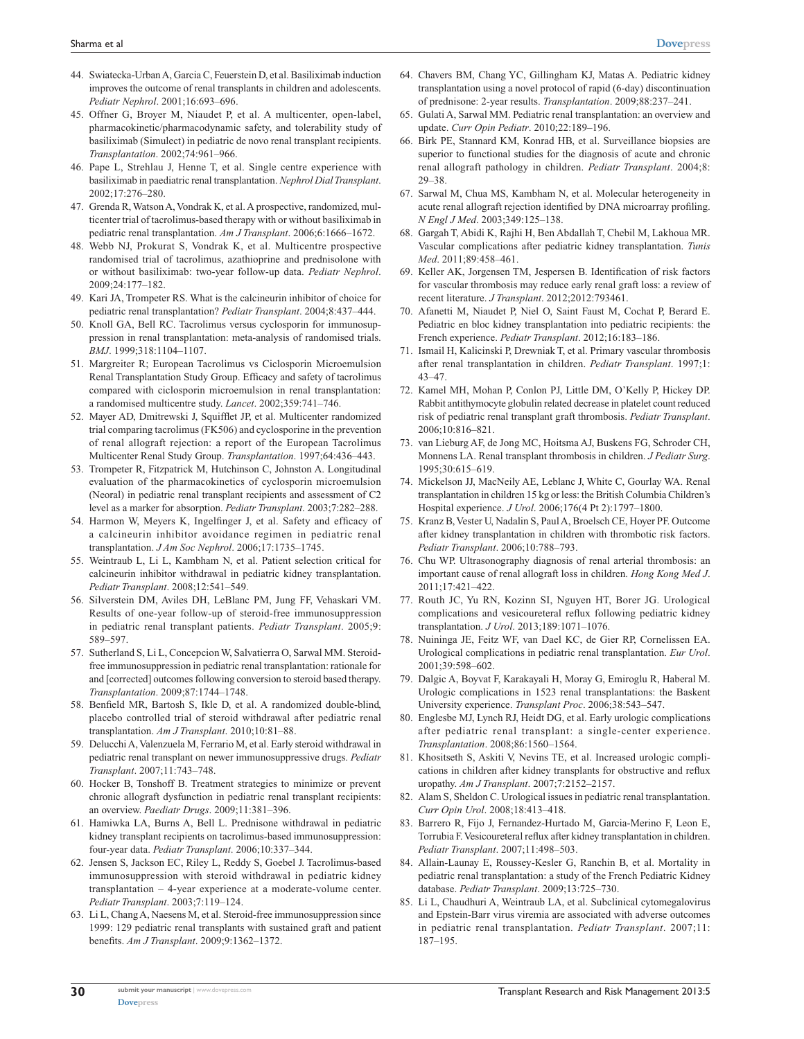44. Swiatecka-Urban A, Garcia C, Feuerstein D, et al. Basiliximab induction improves the outcome of renal transplants in children and adolescents. *Pediatr Nephrol*. 2001;16:693–696.
45. Offner G, Broyer M, Niaudet P, et al. A multicenter, open-label, pharmacokinetic/pharmacodynamic safety, and tolerability study of basiliximab (Simulect) in pediatric de novo renal transplant recipients. *Transplantation*. 2002;74:961–966.
46. Pape L, Strehlau J, Henne T, et al. Single centre experience with basiliximab in paediatric renal transplantation. *Nephrol Dial Transplant*. 2002;17:276–280.
47. Grenda R, Watson A, Vondrak K, et al. A prospective, randomized, multicenter trial of tacrolimus-based therapy with or without basiliximab in pediatric renal transplantation. *Am J Transplant*. 2006;6:1666–1672.
48. Webb NJ, Prokurat S, Vondrak K, et al. Multicentre prospective randomised trial of tacrolimus, azathioprine and prednisolone with or without basiliximab: two-year follow-up data. *Pediatr Nephrol*. 2009;24:177–182.
49. Kari JA, Trompeter RS. What is the calcineurin inhibitor of choice for pediatric renal transplantation? *Pediatr Transplant*. 2004;8:437–444.
50. Knoll GA, Bell RC. Tacrolimus versus cyclosporin for immunosuppression in renal transplantation: meta-analysis of randomised trials. *BMJ*. 1999;318:1104–1107.
51. Margreiter R; European Tacrolimus vs Ciclosporin Microemulsion Renal Transplantation Study Group. Efficacy and safety of tacrolimus compared with ciclosporin microemulsion in renal transplantation: a randomised multicentre study. *Lancet*. 2002;359:741–746.
52. Mayer AD, Dmitrewski J, Squifflet JP, et al. Multicenter randomized trial comparing tacrolimus (FK506) and cyclosporine in the prevention of renal allograft rejection: a report of the European Tacrolimus Multicenter Renal Study Group. *Transplantation*. 1997;64:436–443.
53. Trompeter R, Fitzpatrick M, Hutchinson C, Johnston A. Longitudinal evaluation of the pharmacokinetics of cyclosporin microemulsion (Neoral) in pediatric renal transplant recipients and assessment of C2 level as a marker for absorption. *Pediatr Transplant*. 2003;7:282–288.
54. Harmon W, Meyers K, Ingelfinger J, et al. Safety and efficacy of a calcineurin inhibitor avoidance regimen in pediatric renal transplantation. *J Am Soc Nephrol*. 2006;17:1735–1745.
55. Weintraub L, Li L, Kambham N, et al. Patient selection critical for calcineurin inhibitor withdrawal in pediatric kidney transplantation. *Pediatr Transplant*. 2008;12:541–549.
56. Silverstein DM, Aviles DH, LeBlanc PM, Jung FF, Vehaskari VM. Results of one-year follow-up of steroid-free immunosuppression in pediatric renal transplant patients. *Pediatr Transplant*. 2005;9:589–597.
57. Sutherland S, Li L, Concepcion W, Salvatierra O, Sarwal MM. Steroid-free immunosuppression in pediatric renal transplantation: rationale for and [corrected] outcomes following conversion to steroid based therapy. *Transplantation*. 2009;87:1744–1748.
58. Benfield MR, Bartosh S, Ikle D, et al. A randomized double-blind, placebo controlled trial of steroid withdrawal after pediatric renal transplantation. *Am J Transplant*. 2010;10:81–88.
59. Delucchi A, Valenzuela M, Ferrario M, et al. Early steroid withdrawal in pediatric renal transplant on newer immunosuppressive drugs. *Pediatr Transplant*. 2007;11:743–748.
60. Hocker B, Tonshoff B. Treatment strategies to minimize or prevent chronic allograft dysfunction in pediatric renal transplant recipients: an overview. *Paediatr Drugs*. 2009;11:381–396.
61. Hamiwka LA, Burns A, Bell L. Prednisone withdrawal in pediatric kidney transplant recipients on tacrolimus-based immunosuppression: four-year data. *Pediatr Transplant*. 2006;10:337–344.
62. Jensen S, Jackson EC, Riley L, Reddy S, Goebel J. Tacrolimus-based immunosuppression with steroid withdrawal in pediatric kidney transplantation – 4-year experience at a moderate-volume center. *Pediatr Transplant*. 2003;7:119–124.
63. Li L, Chang A, Naesens M, et al. Steroid-free immunosuppression since 1999: 129 pediatric renal transplants with sustained graft and patient benefits. *Am J Transplant*. 2009;9:1362–1372.
64. Chavers BM, Chang YC, Gillingham KJ, Matas A. Pediatric kidney transplantation using a novel protocol of rapid (6-day) discontinuation of prednisone: 2-year results. *Transplantation*. 2009;88:237–241.
65. Gulati A, Sarwal MM. Pediatric renal transplantation: an overview and update. *Curr Opin Pediatr*. 2010;22:189–196.
66. Birk PE, Stannard KM, Konrad HB, et al. Surveillance biopsies are superior to functional studies for the diagnosis of acute and chronic renal allograft pathology in children. *Pediatr Transplant*. 2004;8:29–38.
67. Sarwal M, Chua MS, Kambham N, et al. Molecular heterogeneity in acute renal allograft rejection identified by DNA microarray profiling. *N Engl J Med*. 2003;349:125–138.
68. Gargah T, Abidi K, Rajhi H, Ben Abdallah T, Chebil M, Lakhoua MR. Vascular complications after pediatric kidney transplantation. *Tunis Med*. 2011;89:458–461.
69. Keller AK, Jorgensen TM, Jespersen B. Identification of risk factors for vascular thrombosis may reduce early renal graft loss: a review of recent literature. *J Transplant*. 2012;2012:793461.
70. Afanetti M, Niaudet P, Niel O, Saint Faust M, Cochat P, Berard E. Pediatric en bloc kidney transplantation into pediatric recipients: the French experience. *Pediatr Transplant*. 2012;16:183–186.
71. Ismail H, Kalicinski P, Drewniak T, et al. Primary vascular thrombosis after renal transplantation in children. *Pediatr Transplant*. 1997;1:43–47.
72. Kamel MH, Mohan P, Conlon PJ, Little DM, O'Kelly P, Hickey DP. Rabbit antithymocyte globulin related decrease in platelet count reduced risk of pediatric renal transplant graft thrombosis. *Pediatr Transplant*. 2006;10:816–821.
73. van Lieburg AF, de Jong MC, Hoitsma AJ, Buskens FG, Schroder CH, Monnens LA. Renal transplant thrombosis in children. *J Pediatr Surg*. 1995;30:615–619.
74. Mickelson JJ, MacNeily AE, Leblanc J, White C, Gourlay WA. Renal transplantation in children 15 kg or less: the British Columbia Children's Hospital experience. *J Urol*. 2006;176(4 Pt 2):1797–1800.
75. Kranz B, Vester U, Nadalin S, Paul A, Broelsch CE, Hoyer PF. Outcome after kidney transplantation in children with thrombotic risk factors. *Pediatr Transplant*. 2006;10:788–793.
76. Chu WP. Ultrasonography diagnosis of renal arterial thrombosis: an important cause of renal allograft loss in children. *Hong Kong Med J*. 2011;17:421–422.
77. Routh JC, Yu RN, Kozinn SI, Nguyen HT, Borer JG. Urological complications and vesicoureteral reflux following pediatric kidney transplantation. *J Urol*. 2013;189:1071–1076.
78. Nuininga JE, Feitz WF, van Dael KC, de Gier RP, Cornelissen EA. Urological complications in pediatric renal transplantation. *Eur Urol*. 2001;39:598–602.
79. Dalgic A, Boyvat F, Karakayali H, Moray G, Emiroglu R, Haberal M. Urologic complications in 1523 renal transplantations: the Baskent University experience. *Transplant Proc*. 2006;38:543–547.
80. Englesbe MJ, Lynch RJ, Heidt DG, et al. Early urologic complications after pediatric renal transplant: a single-center experience. *Transplantation*. 2008;86:1560–1564.
81. Khositseth S, Askiti V, Nevins TE, et al. Increased urologic complications in children after kidney transplants for obstructive and reflux uropathy. *Am J Transplant*. 2007;7:2152–2157.
82. Alam S, Sheldon C. Urological issues in pediatric renal transplantation. *Curr Opin Urol*. 2008;18:413–418.
83. Barrero R, Fijo J, Fernandez-Hurtado M, Garcia-Merino F, Leon E, Torrubia F. Vesicoureteral reflux after kidney transplantation in children. *Pediatr Transplant*. 2007;11:498–503.
84. Allain-Launay E, Roussey-Kesler G, Ranchin B, et al. Mortality in pediatric renal transplantation: a study of the French Pediatric Kidney database. *Pediatr Transplant*. 2009;13:725–730.
85. Li L, Chaudhuri A, Weintraub LA, et al. Subclinical cytomegalovirus and Epstein-Barr virus viremia are associated with adverse outcomes in pediatric renal transplantation. *Pediatr Transplant*. 2007;11:187–195.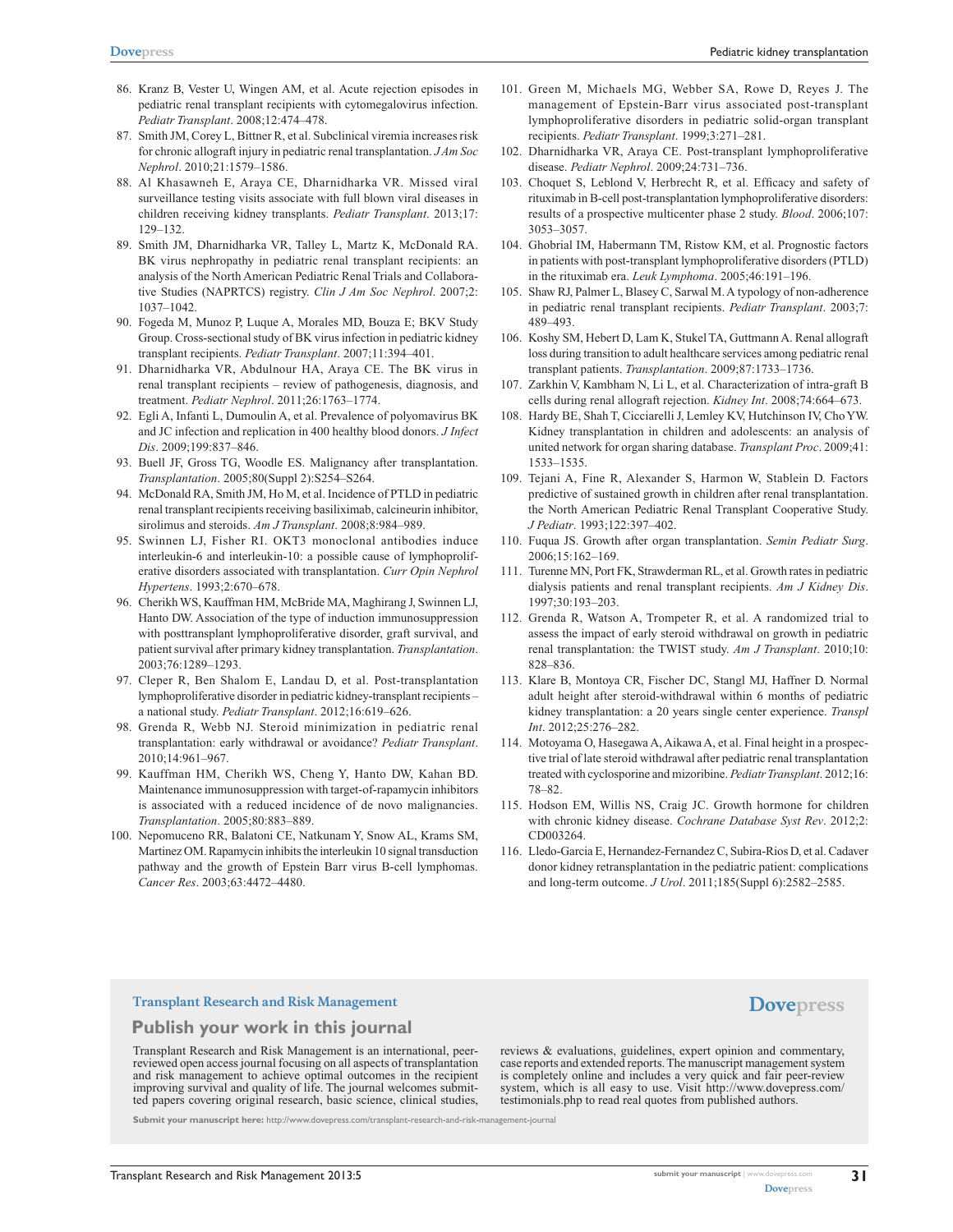86. Kranz B, Vester U, Wingen AM, et al. Acute rejection episodes in pediatric renal transplant recipients with cytomegalovirus infection. *Pediatr Transplant*. 2008;12:474–478.
87. Smith JM, Corey L, Bittner R, et al. Subclinical viremia increases risk for chronic allograft injury in pediatric renal transplantation. *J Am Soc Nephrol*. 2010;21:1579–1586.
88. Al Khasawneh E, Araya CE, Dharnidharka VR. Missed viral surveillance testing visits associate with full blown viral diseases in children receiving kidney transplants. *Pediatr Transplant*. 2013;17:129–132.
89. Smith JM, Dharnidharka VR, Talley L, Martz K, McDonald RA. BK virus nephropathy in pediatric renal transplant recipients: an analysis of the North American Pediatric Renal Trials and Collaborative Studies (NAPRTCS) registry. *Clin J Am Soc Nephrol*. 2007;2:1037–1042.
90. Fogeda M, Munoz P, Luque A, Morales MD, Bouza E; BKV Study Group. Cross-sectional study of BK virus infection in pediatric kidney transplant recipients. *Pediatr Transplant*. 2007;11:394–401.
91. Dharnidharka VR, Abdulnour HA, Araya CE. The BK virus in renal transplant recipients – review of pathogenesis, diagnosis, and treatment. *Pediatr Nephrol*. 2011;26:1763–1774.
92. Egli A, Infanti L, Dumoulin A, et al. Prevalence of polyomavirus BK and JC infection and replication in 400 healthy blood donors. *J Infect Dis*. 2009;199:837–846.
93. Buell JF, Gross TG, Woodle ES. Malignancy after transplantation. *Transplantation*. 2005;80(Suppl 2):S254–S264.
94. McDonald RA, Smith JM, Ho M, et al. Incidence of PTLD in pediatric renal transplant recipients receiving basiliximab, calcineurin inhibitor, sirolimus and steroids. *Am J Transplant*. 2008;8:984–989.
95. Swinnen LJ, Fisher RI. OKT3 monoclonal antibodies induce interleukin-6 and interleukin-10: a possible cause of lymphoproliferative disorders associated with transplantation. *Curr Opin Nephrol Hypertens*. 1993;2:670–678.
96. Cherikh WS, Kauffman HM, McBride MA, Maghirang J, Swinnen LJ, Hanto DW. Association of the type of induction immunosuppression with posttransplant lymphoproliferative disorder, graft survival, and patient survival after primary kidney transplantation. *Transplantation*. 2003;76:1289–1293.
97. Cleper R, Ben Shalom E, Landau D, et al. Post-transplantation lymphoproliferative disorder in pediatric kidney-transplant recipients – a national study. *Pediatr Transplant*. 2012;16:619–626.
98. Grenda R, Webb NJ. Steroid minimization in pediatric renal transplantation: early withdrawal or avoidance? *Pediatr Transplant*. 2010;14:961–967.
99. Kauffman HM, Cherikh WS, Cheng Y, Hanto DW, Kahan BD. Maintenance immunosuppression with target-of-rapamycin inhibitors is associated with a reduced incidence of de novo malignancies. *Transplantation*. 2005;80:883–889.
100. Nepomuceno RR, Balatoni CE, Natkunam Y, Snow AL, Krams SM, Martinez OM. Rapamycin inhibits the interleukin 10 signal transduction pathway and the growth of Epstein Barr virus B-cell lymphomas. *Cancer Res*. 2003;63:4472–4480.
101. Green M, Michaels MG, Webber SA, Rowe D, Reyes J. The management of Epstein-Barr virus associated post-transplant lymphoproliferative disorders in pediatric solid-organ transplant recipients. *Pediatr Transplant*. 1999;3:271–281.
102. Dharnidharka VR, Araya CE. Post-transplant lymphoproliferative disease. *Pediatr Nephrol*. 2009;24:731–736.
103. Choquet S, Leblond V, Herbrecht R, et al. Efficacy and safety of rituximab in B-cell post-transplantation lymphoproliferative disorders: results of a prospective multicenter phase 2 study. *Blood*. 2006;107:3053–3057.
104. Ghobrial IM, Habermann TM, Ristow KM, et al. Prognostic factors in patients with post-transplant lymphoproliferative disorders (PTLD) in the rituximab era. *Leuk Lymphoma*. 2005;46:191–196.
105. Shaw RJ, Palmer L, Blasey C, Sarwal M. A typology of non-adherence in pediatric renal transplant recipients. *Pediatr Transplant*. 2003;7:489–493.
106. Koshy SM, Hebert D, Lam K, Stukel TA, Guttmann A. Renal allograft loss during transition to adult healthcare services among pediatric renal transplant patients. *Transplantation*. 2009;87:1733–1736.
107. Zarkhin V, Kambham N, Li L, et al. Characterization of intra-graft B cells during renal allograft rejection. *Kidney Int*. 2008;74:664–673.
108. Hardy BE, Shah T, Cicciarelli J, Lemley KV, Hutchinson IV, Cho YW. Kidney transplantation in children and adolescents: an analysis of united network for organ sharing database. *Transplant Proc*. 2009;41:1533–1535.
109. Tejani A, Fine R, Alexander S, Harmon W, Stablein D. Factors predictive of sustained growth in children after renal transplantation. the North American Pediatric Renal Transplant Cooperative Study. *J Pediatr*. 1993;122:397–402.
110. Fuqua JS. Growth after organ transplantation. *Semin Pediatr Surg*. 2006;15:162–169.
111. Turenne MN, Port FK, Strawderman RL, et al. Growth rates in pediatric dialysis patients and renal transplant recipients. *Am J Kidney Dis*. 1997;30:193–203.
112. Grenda R, Watson A, Trompeter R, et al. A randomized trial to assess the impact of early steroid withdrawal on growth in pediatric renal transplantation: the TWIST study. *Am J Transplant*. 2010;10:828–836.
113. Klare B, Montoya CR, Fischer DC, Stangl MJ, Haffner D. Normal adult height after steroid-withdrawal within 6 months of pediatric kidney transplantation: a 20 years single center experience. *Transpl Int*. 2012;25:276–282.
114. Motoyama O, Hasegawa A, Aikawa A, et al. Final height in a prospective trial of late steroid withdrawal after pediatric renal transplantation treated with cyclosporine and mizoribine. *Pediatr Transplant*. 2012;16:78–82.
115. Hodson EM, Willis NS, Craig JC. Growth hormone for children with chronic kidney disease. *Cochrane Database Syst Rev*. 2012;2:CD003264.
116. Lledo-Garcia E, Hernandez-Fernandez C, Subira-Rios D, et al. Cadaver donor kidney retransplantation in the pediatric patient: complications and long-term outcome. *J Urol*. 2011;185(Suppl 6):2582–2585.

**Transplant Research and Risk Management**

**Publish your work in this journal**

Transplant Research and Risk Management is an international, peer-reviewed open access journal focusing on all aspects of transplantation and risk management to achieve optimal outcomes in the recipient improving survival and quality of life. The journal welcomes submitted papers covering original research, basic science, clinical studies, reviews & evaluations, guidelines, expert opinion and commentary, case reports and extended reports. The manuscript management system is completely online and includes a very quick and fair peer-review system, which is all easy to use. Visit http://www.dovepress.com/testimonials.php to read real quotes from published authors.

**Submit your manuscript here:** http://www.dovepress.com/transplant-research-and-risk-management-journal